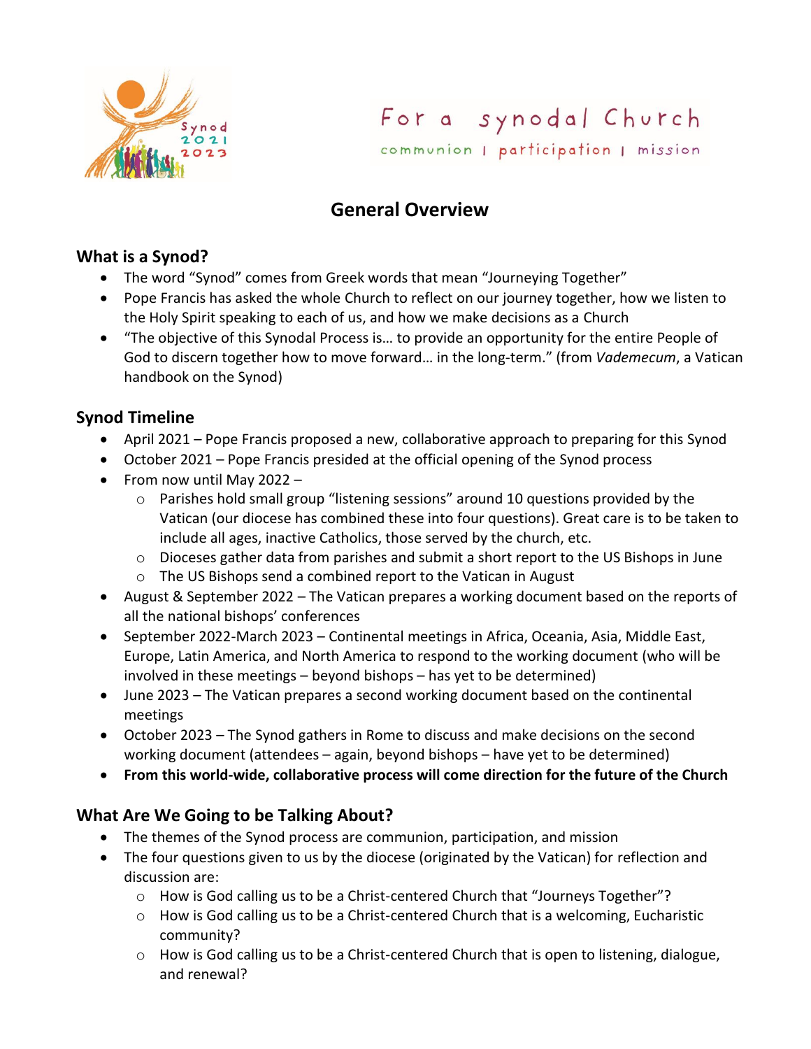For a synodal Church

communion | participation | mission

# General Overview

## What is a Synod?

- The word "Synod" comes from Greek words that mean "Journeying Together"
- Pope Francis has asked the whole Church to reflect on our journey together, how we listen to the Holy Spirit speaking to each of us, and how we make decisions as a Church
- "The objective of this Synodal Process is… to provide an opportunity for the entire People of God to discern together how to move forward… in the long-term." (from *Vademecum*, a Vatican handbook on the Synod)

## Synod Timeline

- April 2021 – Pope Francis proposed a new, collaborative approach to preparing for this Synod
- October 2021 – Pope Francis presided at the official opening of the Synod process
- From now until May 2022 –
    - Parishes hold small group "listening sessions" around 10 questions provided by the Vatican (our diocese has combined these into four questions). Great care is to be taken to include all ages, inactive Catholics, those served by the church, etc.
    - Dioceses gather data from parishes and submit a short report to the US Bishops in June
    - The US Bishops send a combined report to the Vatican in August
- August & September 2022 – The Vatican prepares a working document based on the reports of all the national bishops' conferences
- September 2022-March 2023 – Continental meetings in Africa, Oceania, Asia, Middle East, Europe, Latin America, and North America to respond to the working document (who will be involved in these meetings – beyond bishops – has yet to be determined)
- June 2023 – The Vatican prepares a second working document based on the continental meetings
- October 2023 – The Synod gathers in Rome to discuss and make decisions on the second working document (attendees – again, beyond bishops – have yet to be determined)
- **From this world-wide, collaborative process will come direction for the future of the Church**

## What Are We Going to be Talking About?

- The themes of the Synod process are communion, participation, and mission
- The four questions given to us by the diocese (originated by the Vatican) for reflection and discussion are:
    - How is God calling us to be a Christ-centered Church that "Journeys Together"?
    - How is God calling us to be a Christ-centered Church that is a welcoming, Eucharistic community?
    - How is God calling us to be a Christ-centered Church that is open to listening, dialogue, and renewal?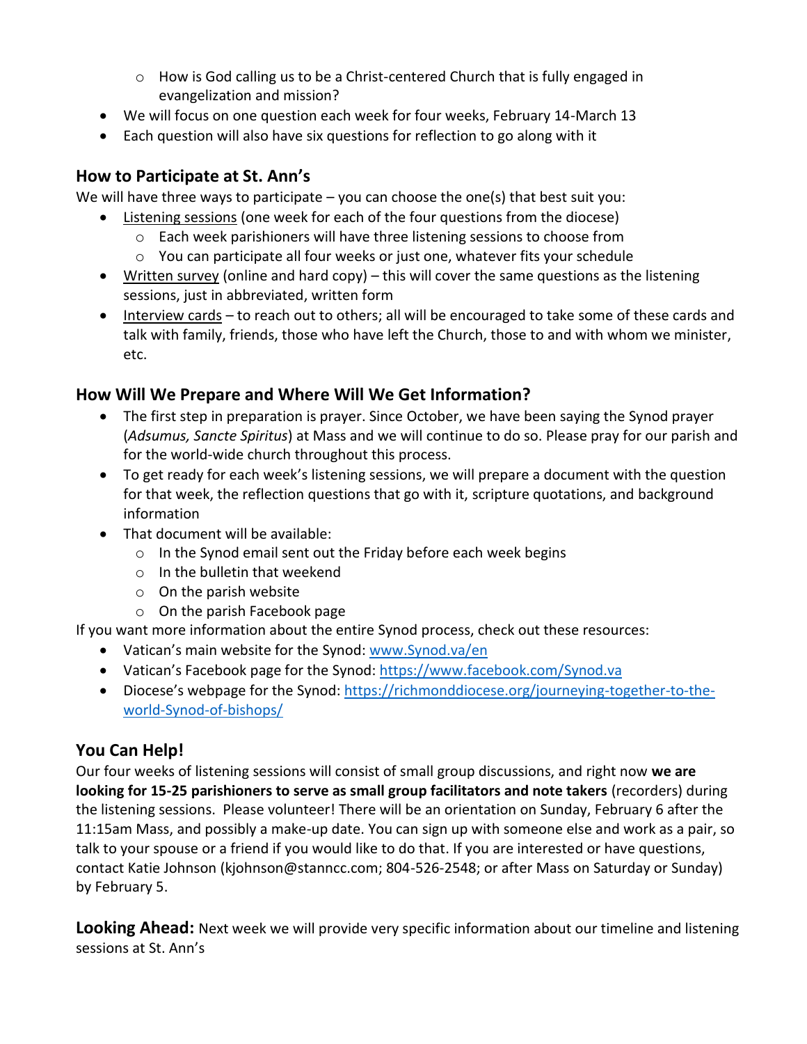- How is God calling us to be a Christ-centered Church that is fully engaged in evangelization and mission?
- We will focus on one question each week for four weeks, February 14-March 13
- Each question will also have six questions for reflection to go along with it

## How to Participate at St. Ann's

We will have three ways to participate – you can choose the one(s) that best suit you:

- Listening sessions (one week for each of the four questions from the diocese)
    - Each week parishioners will have three listening sessions to choose from
    - You can participate all four weeks or just one, whatever fits your schedule
- Written survey (online and hard copy) – this will cover the same questions as the listening sessions, just in abbreviated, written form
- Interview cards – to reach out to others; all will be encouraged to take some of these cards and talk with family, friends, those who have left the Church, those to and with whom we minister, etc.

## How Will We Prepare and Where Will We Get Information?

- The first step in preparation is prayer. Since October, we have been saying the Synod prayer (*Adsumus, Sancte Spiritus*) at Mass and we will continue to do so. Please pray for our parish and for the world-wide church throughout this process.
- To get ready for each week's listening sessions, we will prepare a document with the question for that week, the reflection questions that go with it, scripture quotations, and background information
- That document will be available:
    - In the Synod email sent out the Friday before each week begins
    - In the bulletin that weekend
    - On the parish website
    - On the parish Facebook page

If you want more information about the entire Synod process, check out these resources:

- Vatican's main website for the Synod: www.Synod.va/en
- Vatican's Facebook page for the Synod: https://www.facebook.com/Synod.va
- Diocese's webpage for the Synod: https://richmonddiocese.org/journeying-together-to-the-world-Synod-of-bishops/

## You Can Help!

Our four weeks of listening sessions will consist of small group discussions, and right now **we are looking for 15-25 parishioners to serve as small group facilitators and note takers** (recorders) during the listening sessions. Please volunteer! There will be an orientation on Sunday, February 6 after the 11:15am Mass, and possibly a make-up date. You can sign up with someone else and work as a pair, so talk to your spouse or a friend if you would like to do that. If you are interested or have questions, contact Katie Johnson (kjohnson@stanncc.com; 804-526-2548; or after Mass on Saturday or Sunday) by February 5.

**Looking Ahead:** Next week we will provide very specific information about our timeline and listening sessions at St. Ann's